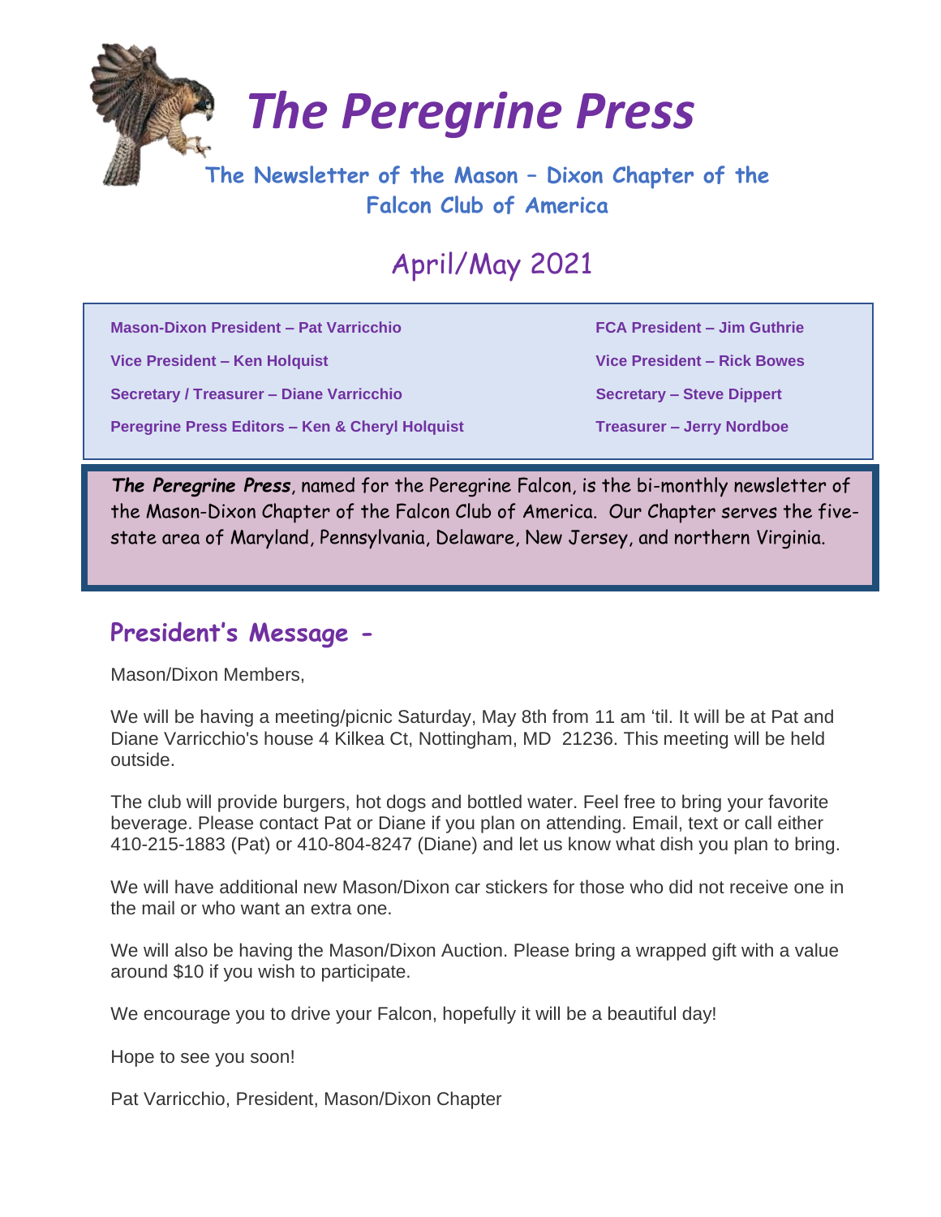# *The Peregrine Press*

**The Newsletter of the Mason – Dixon Chapter of the Falcon Club of America**

## April/May 2021

| | |
|---|---|
| **Mason-Dixon President – Pat Varricchio** | **FCA President – Jim Guthrie** |
| **Vice President – Ken Holquist** | **Vice President – Rick Bowes** |
| **Secretary / Treasurer – Diane Varricchio** | **Secretary – Steve Dippert** |
| **Peregrine Press Editors – Ken & Cheryl Holquist** | **Treasurer – Jerry Nordboe** |

***The Peregrine Press***, named for the Peregrine Falcon, is the bi-monthly newsletter of the Mason-Dixon Chapter of the Falcon Club of America. Our Chapter serves the five-state area of Maryland, Pennsylvania, Delaware, New Jersey, and northern Virginia.

## President's Message -

Mason/Dixon Members,

We will be having a meeting/picnic Saturday, May 8th from 11 am 'til. It will be at Pat and Diane Varricchio's house 4 Kilkea Ct, Nottingham, MD 21236. This meeting will be held outside.

The club will provide burgers, hot dogs and bottled water. Feel free to bring your favorite beverage. Please contact Pat or Diane if you plan on attending. Email, text or call either 410-215-1883 (Pat) or 410-804-8247 (Diane) and let us know what dish you plan to bring.

We will have additional new Mason/Dixon car stickers for those who did not receive one in the mail or who want an extra one.

We will also be having the Mason/Dixon Auction. Please bring a wrapped gift with a value around $10 if you wish to participate.

We encourage you to drive your Falcon, hopefully it will be a beautiful day!

Hope to see you soon!

Pat Varricchio, President, Mason/Dixon Chapter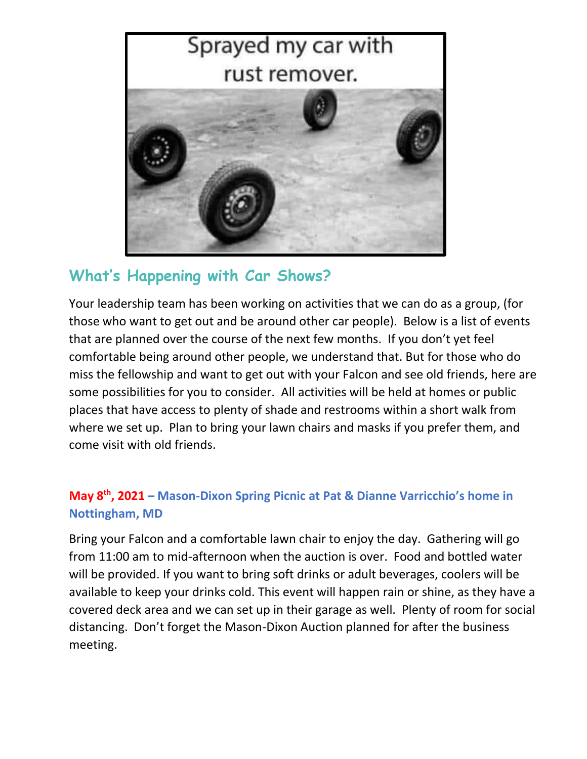Sprayed my car with rust remover.

## What's Happening with Car Shows?

Your leadership team has been working on activities that we can do as a group, (for those who want to get out and be around other car people). Below is a list of events that are planned over the course of the next few months. If you don't yet feel comfortable being around other people, we understand that. But for those who do miss the fellowship and want to get out with your Falcon and see old friends, here are some possibilities for you to consider. All activities will be held at homes or public places that have access to plenty of shade and restrooms within a short walk from where we set up. Plan to bring your lawn chairs and masks if you prefer them, and come visit with old friends.

### May 8th, 2021 – Mason-Dixon Spring Picnic at Pat & Dianne Varricchio's home in Nottingham, MD

Bring your Falcon and a comfortable lawn chair to enjoy the day. Gathering will go from 11:00 am to mid-afternoon when the auction is over. Food and bottled water will be provided. If you want to bring soft drinks or adult beverages, coolers will be available to keep your drinks cold. This event will happen rain or shine, as they have a covered deck area and we can set up in their garage as well. Plenty of room for social distancing. Don't forget the Mason-Dixon Auction planned for after the business meeting.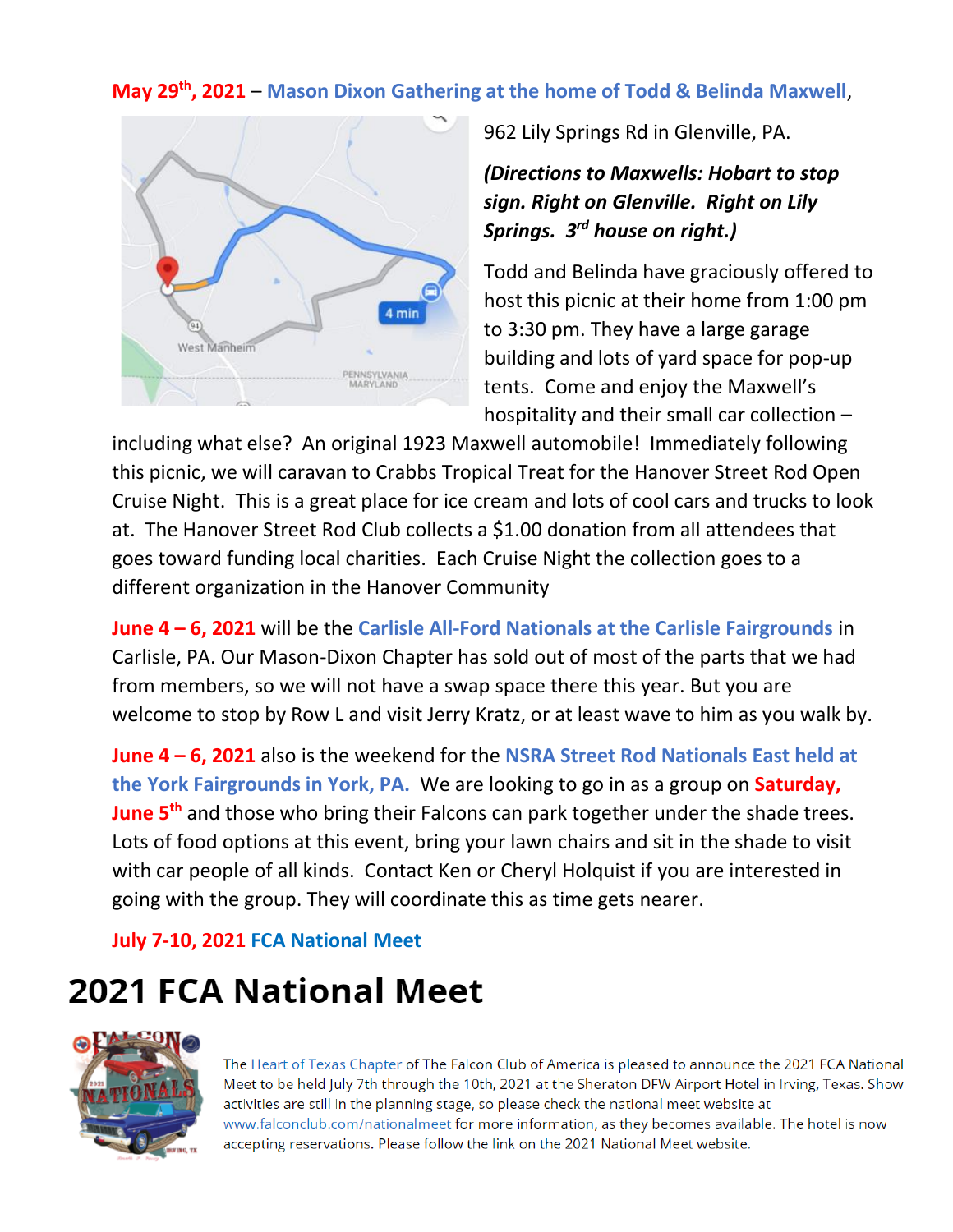**May 29th, 2021** – **Mason Dixon Gathering at the home of Todd & Belinda Maxwell**, 962 Lily Springs Rd in Glenville, PA.

***(Directions to Maxwells: Hobart to stop sign. Right on Glenville. Right on Lily Springs. 3rd house on right.)***

Todd and Belinda have graciously offered to host this picnic at their home from 1:00 pm to 3:30 pm. They have a large garage building and lots of yard space for pop-up tents. Come and enjoy the Maxwell's hospitality and their small car collection – including what else? An original 1923 Maxwell automobile! Immediately following this picnic, we will caravan to Crabbs Tropical Treat for the Hanover Street Rod Open Cruise Night. This is a great place for ice cream and lots of cool cars and trucks to look at. The Hanover Street Rod Club collects a $1.00 donation from all attendees that goes toward funding local charities. Each Cruise Night the collection goes to a different organization in the Hanover Community

**June 4 – 6, 2021** will be the **Carlisle All-Ford Nationals at the Carlisle Fairgrounds** in Carlisle, PA. Our Mason-Dixon Chapter has sold out of most of the parts that we had from members, so we will not have a swap space there this year. But you are welcome to stop by Row L and visit Jerry Kratz, or at least wave to him as you walk by.

**June 4 – 6, 2021** also is the weekend for the **NSRA Street Rod Nationals East held at the York Fairgrounds in York, PA.** We are looking to go in as a group on **Saturday, June 5th** and those who bring their Falcons can park together under the shade trees. Lots of food options at this event, bring your lawn chairs and sit in the shade to visit with car people of all kinds. Contact Ken or Cheryl Holquist if you are interested in going with the group. They will coordinate this as time gets nearer.

**July 7-10, 2021** **FCA National Meet**

# 2021 FCA National Meet

The Heart of Texas Chapter of The Falcon Club of America is pleased to announce the 2021 FCA National Meet to be held July 7th through the 10th, 2021 at the Sheraton DFW Airport Hotel in Irving, Texas. Show activities are still in the planning stage, so please check the national meet website at www.falconclub.com/nationalmeet for more information, as they becomes available. The hotel is now accepting reservations. Please follow the link on the 2021 National Meet website.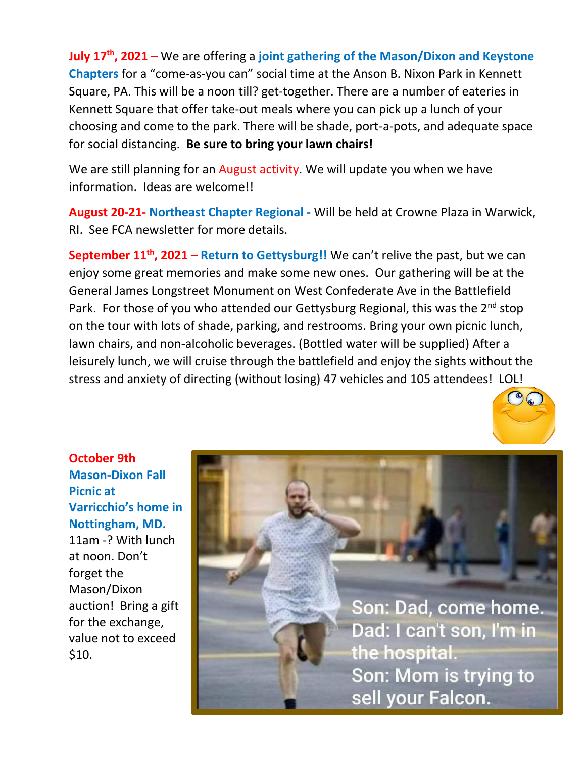**July 17th, 2021 –** We are offering a **joint gathering of the Mason/Dixon and Keystone Chapters** for a "come-as-you can" social time at the Anson B. Nixon Park in Kennett Square, PA. This will be a noon till? get-together. There are a number of eateries in Kennett Square that offer take-out meals where you can pick up a lunch of your choosing and come to the park. There will be shade, port-a-pots, and adequate space for social distancing. **Be sure to bring your lawn chairs!**

We are still planning for an August activity. We will update you when we have information. Ideas are welcome!!

**August 20-21- Northeast Chapter Regional -** Will be held at Crowne Plaza in Warwick, RI. See FCA newsletter for more details.

**September 11th, 2021 – Return to Gettysburg!!** We can't relive the past, but we can enjoy some great memories and make some new ones. Our gathering will be at the General James Longstreet Monument on West Confederate Ave in the Battlefield Park. For those of you who attended our Gettysburg Regional, this was the 2nd stop on the tour with lots of shade, parking, and restrooms. Bring your own picnic lunch, lawn chairs, and non-alcoholic beverages. (Bottled water will be supplied) After a leisurely lunch, we will cruise through the battlefield and enjoy the sights without the stress and anxiety of directing (without losing) 47 vehicles and 105 attendees! LOL!

**October 9th Mason-Dixon Fall Picnic at Varricchio's home in Nottingham, MD.** 11am -? With lunch at noon. Don't forget the Mason/Dixon auction! Bring a gift for the exchange, value not to exceed $10.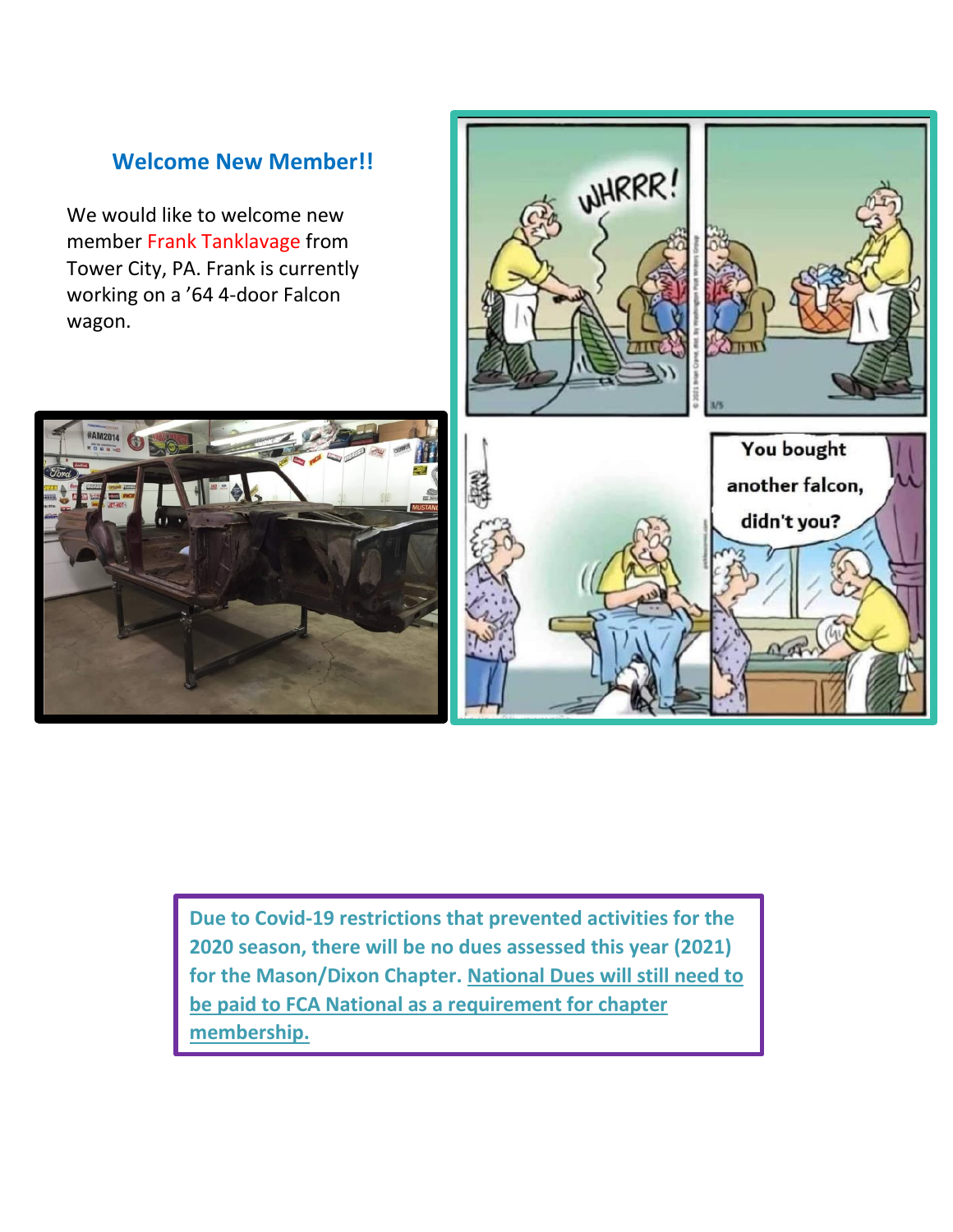## Welcome New Member!!

We would like to welcome new member Frank Tanklavage from Tower City, PA. Frank is currently working on a '64 4-door Falcon wagon.

**Due to Covid-19 restrictions that prevented activities for the 2020 season, there will be no dues assessed this year (2021) for the Mason/Dixon Chapter. National Dues will still need to be paid to FCA National as a requirement for chapter membership.**